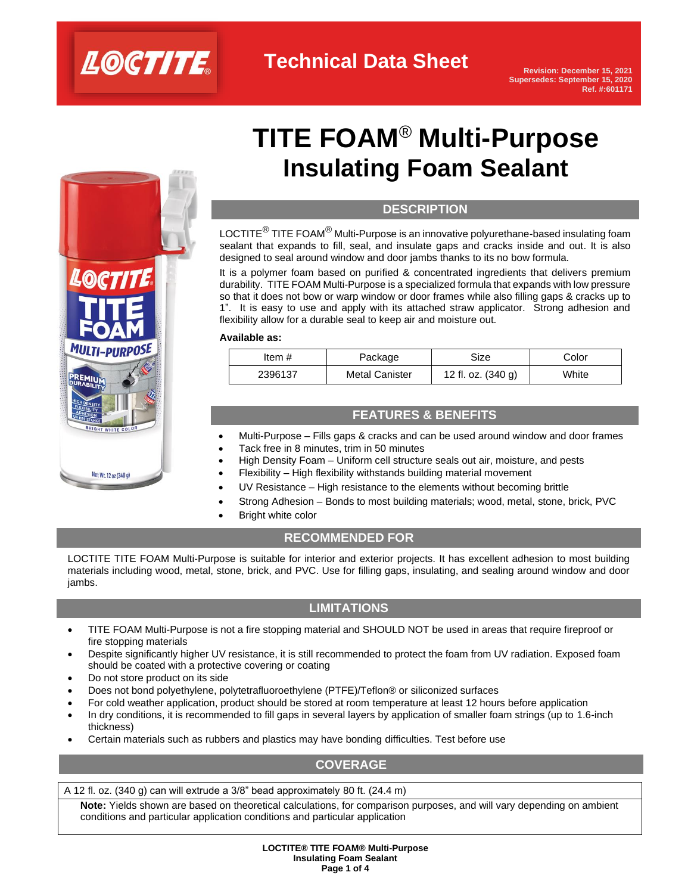Technical Data Sheet

Revision: December 15, 2021
Supersedes: September 15, 2020
Ref. #:601171

# TITE FOAM® Multi-Purpose Insulating Foam Sealant

## DESCRIPTION

LOCTITE® TITE FOAM® Multi-Purpose is an innovative polyurethane-based insulating foam sealant that expands to fill, seal, and insulate gaps and cracks inside and out. It is also designed to seal around window and door jambs thanks to its no bow formula.

It is a polymer foam based on purified & concentrated ingredients that delivers premium durability. TITE FOAM Multi-Purpose is a specialized formula that expands with low pressure so that it does not bow or warp window or door frames while also filling gaps & cracks up to 1". It is easy to use and apply with its attached straw applicator. Strong adhesion and flexibility allow for a durable seal to keep air and moisture out.

**Available as:**

| Item # | Package | Size | Color |
| --- | --- | --- | --- |
| 2396137 | Metal Canister | 12 fl. oz. (340 g) | White |

## FEATURES & BENEFITS

- Multi-Purpose – Fills gaps & cracks and can be used around window and door frames
- Tack free in 8 minutes, trim in 50 minutes
- High Density Foam – Uniform cell structure seals out air, moisture, and pests
- Flexibility – High flexibility withstands building material movement
- UV Resistance – High resistance to the elements without becoming brittle
- Strong Adhesion – Bonds to most building materials; wood, metal, stone, brick, PVC
- Bright white color

## RECOMMENDED FOR

LOCTITE TITE FOAM Multi-Purpose is suitable for interior and exterior projects. It has excellent adhesion to most building materials including wood, metal, stone, brick, and PVC. Use for filling gaps, insulating, and sealing around window and door jambs.

## LIMITATIONS

- TITE FOAM Multi-Purpose is not a fire stopping material and SHOULD NOT be used in areas that require fireproof or fire stopping materials
- Despite significantly higher UV resistance, it is still recommended to protect the foam from UV radiation. Exposed foam should be coated with a protective covering or coating
- Do not store product on its side
- Does not bond polyethylene, polytetrafluoroethylene (PTFE)/Teflon® or siliconized surfaces
- For cold weather application, product should be stored at room temperature at least 12 hours before application
- In dry conditions, it is recommended to fill gaps in several layers by application of smaller foam strings (up to 1.6-inch thickness)
- Certain materials such as rubbers and plastics may have bonding difficulties. Test before use

## COVERAGE

A 12 fl. oz. (340 g) can will extrude a 3/8" bead approximately 80 ft. (24.4 m)

**Note:** Yields shown are based on theoretical calculations, for comparison purposes, and will vary depending on ambient conditions and particular application conditions and particular application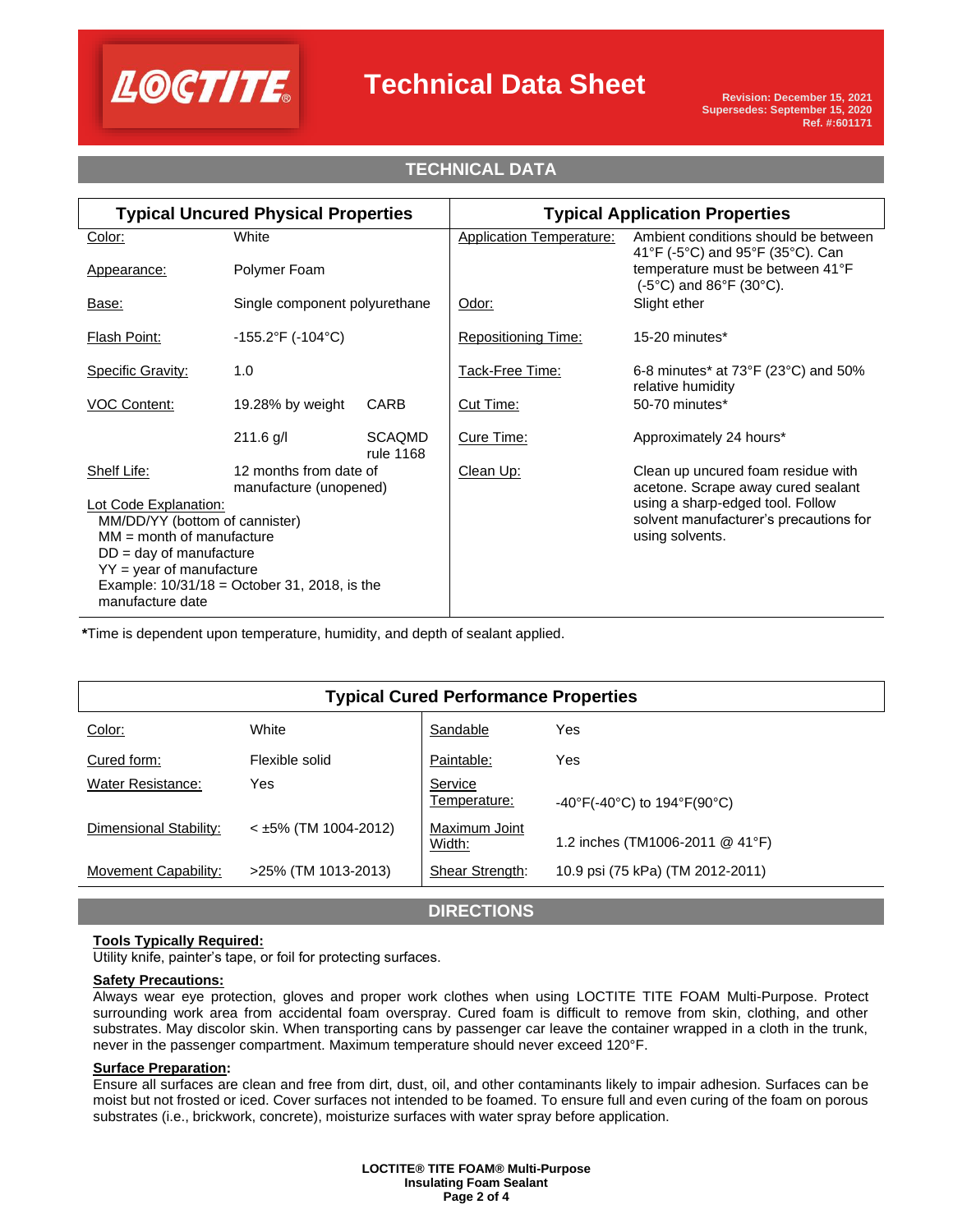Technical Data Sheet

Revision: December 15, 2021
Supersedes: September 15, 2020
Ref. #:601171

## TECHNICAL DATA

| Typical Uncured Physical Properties | | | Typical Application Properties | |
|---|---|---|---|---|
| Color: | White | | Application Temperature: | Ambient conditions should be between 41°F (-5°C) and 95°F (35°C). Can temperature must be between 41°F (-5°C) and 86°F (30°C). |
| Appearance: | Polymer Foam | | | |
| Base: | Single component polyurethane | | Odor: | Slight ether |
| Flash Point: | -155.2°F (-104°C) | | Repositioning Time: | 15-20 minutes* |
| Specific Gravity: | 1.0 | | Tack-Free Time: | 6-8 minutes* at 73°F (23°C) and 50% relative humidity |
| VOC Content: | 19.28% by weight | CARB | Cut Time: | 50-70 minutes* |
| | 211.6 g/l | SCAQMD rule 1168 | Cure Time: | Approximately 24 hours* |
| Shelf Life: | 12 months from date of manufacture (unopened) | | Clean Up: | Clean up uncured foam residue with acetone. Scrape away cured sealant using a sharp-edged tool. Follow solvent manufacturer's precautions for using solvents. |
| Lot Code Explanation: MM/DD/YY (bottom of cannister) MM = month of manufacture DD = day of manufacture YY = year of manufacture Example: 10/31/18 = October 31, 2018, is the manufacture date | | | | |

*Time is dependent upon temperature, humidity, and depth of sealant applied.

| Typical Cured Performance Properties | | | |
|---|---|---|---|
| Color: | White | Sandable | Yes |
| Cured form: | Flexible solid | Paintable: | Yes |
| Water Resistance: | Yes | Service Temperature: | -40°F(-40°C) to 194°F(90°C) |
| Dimensional Stability: | < ±5% (TM 1004-2012) | Maximum Joint Width: | 1.2 inches (TM1006-2011 @ 41°F) |
| Movement Capability: | >25% (TM 1013-2013) | Shear Strength: | 10.9 psi (75 kPa) (TM 2012-2011) |

## DIRECTIONS

**Tools Typically Required:**
Utility knife, painter's tape, or foil for protecting surfaces.

**Safety Precautions:**
Always wear eye protection, gloves and proper work clothes when using LOCTITE TITE FOAM Multi-Purpose. Protect surrounding work area from accidental foam overspray. Cured foam is difficult to remove from skin, clothing, and other substrates. May discolor skin. When transporting cans by passenger car leave the container wrapped in a cloth in the trunk, never in the passenger compartment. Maximum temperature should never exceed 120°F.

**Surface Preparation:**
Ensure all surfaces are clean and free from dirt, dust, oil, and other contaminants likely to impair adhesion. Surfaces can be moist but not frosted or iced. Cover surfaces not intended to be foamed. To ensure full and even curing of the foam on porous substrates (i.e., brickwork, concrete), moisturize surfaces with water spray before application.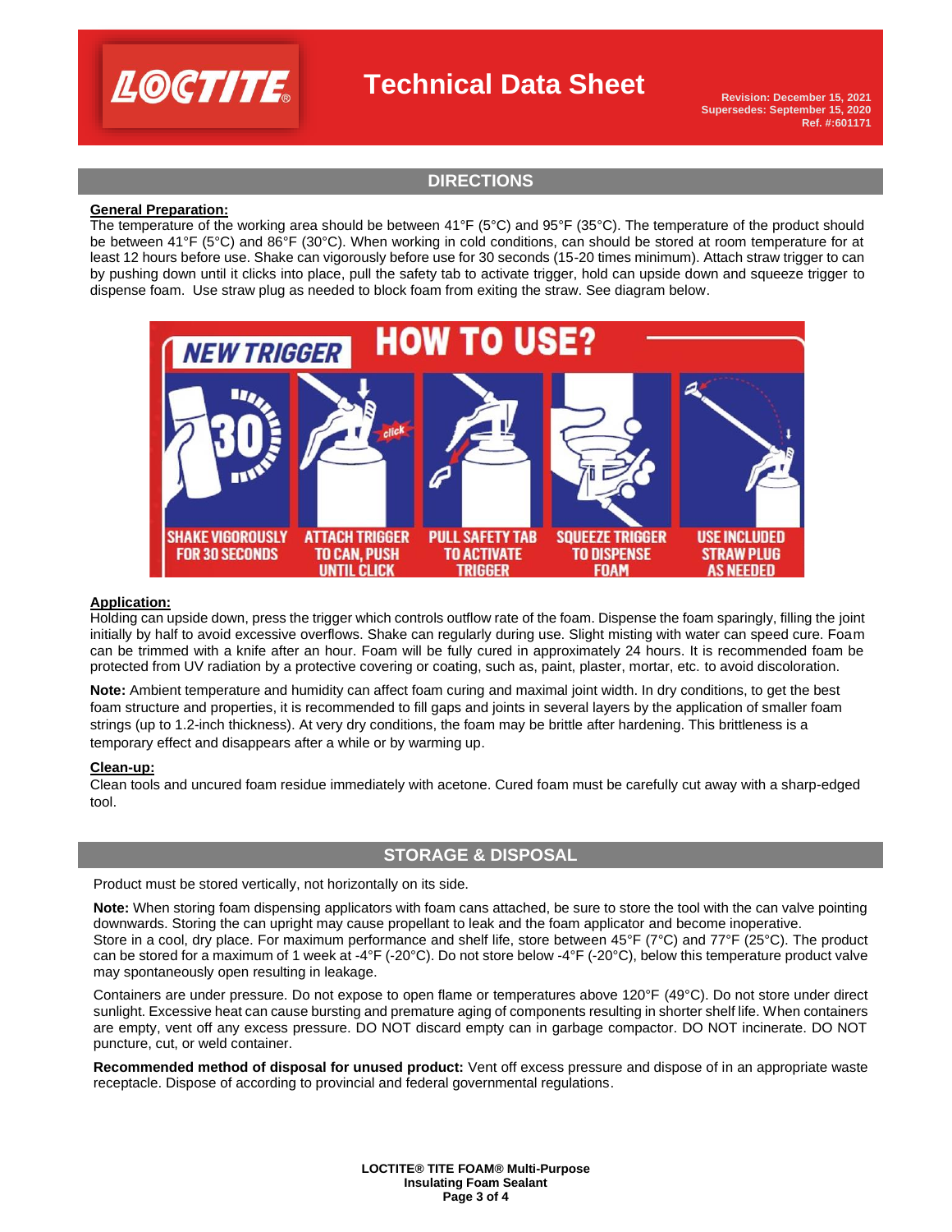## DIRECTIONS

**General Preparation:**

The temperature of the working area should be between 41°F (5°C) and 95°F (35°C). The temperature of the product should be between 41°F (5°C) and 86°F (30°C). When working in cold conditions, can should be stored at room temperature for at least 12 hours before use. Shake can vigorously before use for 30 seconds (15-20 times minimum). Attach straw trigger to can by pushing down until it clicks into place, pull the safety tab to activate trigger, hold can upside down and squeeze trigger to dispense foam. Use straw plug as needed to block foam from exiting the straw. See diagram below.

NEW TRIGGER — HOW TO USE?

1. SHAKE VIGOROUSLY FOR 30 SECONDS
2. ATTACH TRIGGER TO CAN, PUSH UNTIL CLICK
3. PULL SAFETY TAB TO ACTIVATE TRIGGER
4. SQUEEZE TRIGGER TO DISPENSE FOAM
5. USE INCLUDED STRAW PLUG AS NEEDED

**Application:**

Holding can upside down, press the trigger which controls outflow rate of the foam. Dispense the foam sparingly, filling the joint initially by half to avoid excessive overflows. Shake can regularly during use. Slight misting with water can speed cure. Foam can be trimmed with a knife after an hour. Foam will be fully cured in approximately 24 hours. It is recommended foam be protected from UV radiation by a protective covering or coating, such as, paint, plaster, mortar, etc. to avoid discoloration.

**Note:** Ambient temperature and humidity can affect foam curing and maximal joint width. In dry conditions, to get the best foam structure and properties, it is recommended to fill gaps and joints in several layers by the application of smaller foam strings (up to 1.2-inch thickness). At very dry conditions, the foam may be brittle after hardening. This brittleness is a temporary effect and disappears after a while or by warming up.

**Clean-up:**

Clean tools and uncured foam residue immediately with acetone. Cured foam must be carefully cut away with a sharp-edged tool.

## STORAGE & DISPOSAL

Product must be stored vertically, not horizontally on its side.

**Note:** When storing foam dispensing applicators with foam cans attached, be sure to store the tool with the can valve pointing downwards. Storing the can upright may cause propellant to leak and the foam applicator and become inoperative. Store in a cool, dry place. For maximum performance and shelf life, store between 45°F (7°C) and 77°F (25°C). The product can be stored for a maximum of 1 week at -4°F (-20°C). Do not store below -4°F (-20°C), below this temperature product valve may spontaneously open resulting in leakage.

Containers are under pressure. Do not expose to open flame or temperatures above 120°F (49°C). Do not store under direct sunlight. Excessive heat can cause bursting and premature aging of components resulting in shorter shelf life. When containers are empty, vent off any excess pressure. DO NOT discard empty can in garbage compactor. DO NOT incinerate. DO NOT puncture, cut, or weld container.

**Recommended method of disposal for unused product:** Vent off excess pressure and dispose of in an appropriate waste receptacle. Dispose of according to provincial and federal governmental regulations.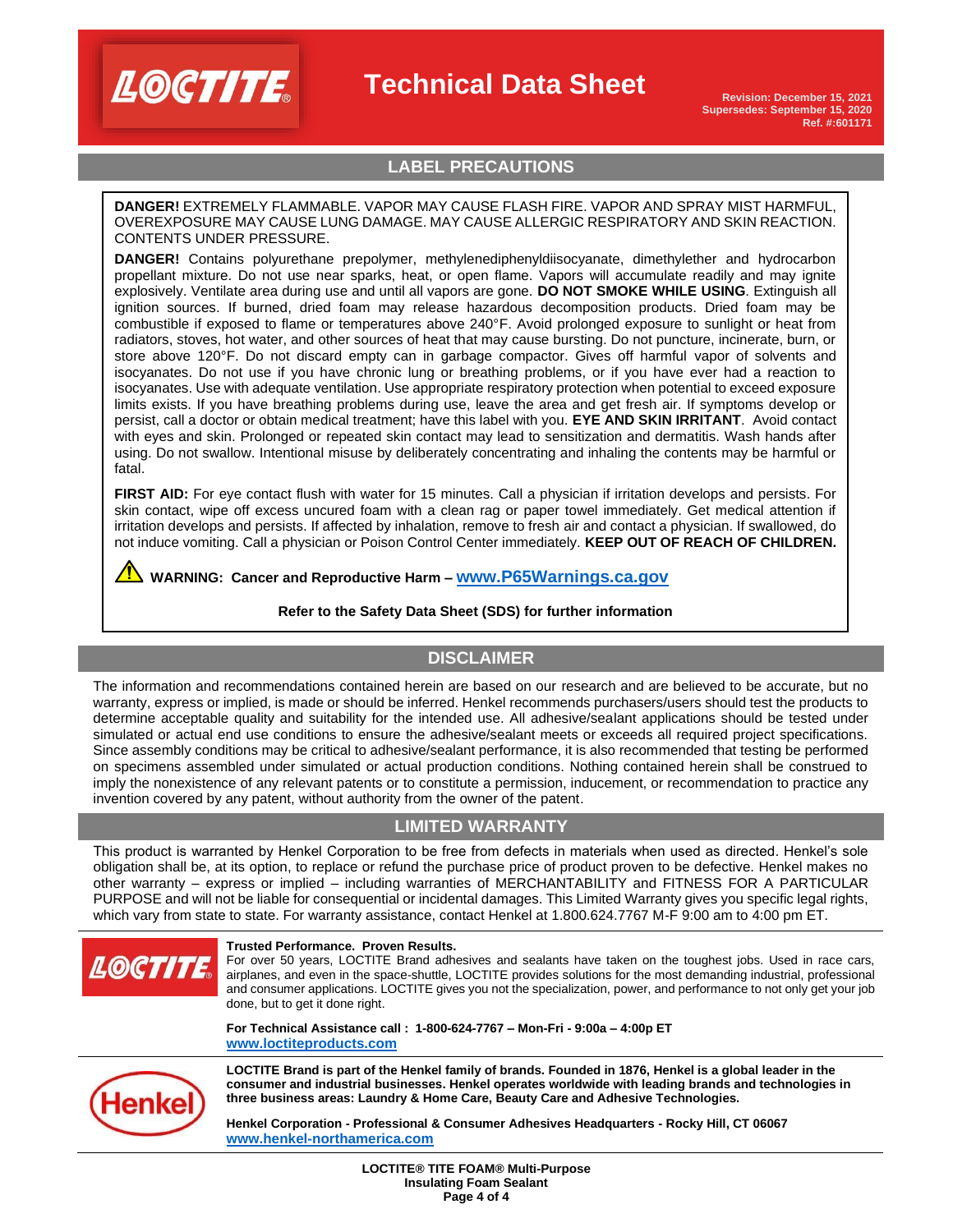## LABEL PRECAUTIONS

**DANGER!** EXTREMELY FLAMMABLE. VAPOR MAY CAUSE FLASH FIRE. VAPOR AND SPRAY MIST HARMFUL, OVEREXPOSURE MAY CAUSE LUNG DAMAGE. MAY CAUSE ALLERGIC RESPIRATORY AND SKIN REACTION. CONTENTS UNDER PRESSURE.

**DANGER!** Contains polyurethane prepolymer, methylenediphenyldiisocyanate, dimethylether and hydrocarbon propellant mixture. Do not use near sparks, heat, or open flame. Vapors will accumulate readily and may ignite explosively. Ventilate area during use and until all vapors are gone. **DO NOT SMOKE WHILE USING**. Extinguish all ignition sources. If burned, dried foam may release hazardous decomposition products. Dried foam may be combustible if exposed to flame or temperatures above 240°F. Avoid prolonged exposure to sunlight or heat from radiators, stoves, hot water, and other sources of heat that may cause bursting. Do not puncture, incinerate, burn, or store above 120°F. Do not discard empty can in garbage compactor. Gives off harmful vapor of solvents and isocyanates. Do not use if you have chronic lung or breathing problems, or if you have ever had a reaction to isocyanates. Use with adequate ventilation. Use appropriate respiratory protection when potential to exceed exposure limits exists. If you have breathing problems during use, leave the area and get fresh air. If symptoms develop or persist, call a doctor or obtain medical treatment; have this label with you. **EYE AND SKIN IRRITANT**. Avoid contact with eyes and skin. Prolonged or repeated skin contact may lead to sensitization and dermatitis. Wash hands after using. Do not swallow. Intentional misuse by deliberately concentrating and inhaling the contents may be harmful or fatal.

**FIRST AID:** For eye contact flush with water for 15 minutes. Call a physician if irritation develops and persists. For skin contact, wipe off excess uncured foam with a clean rag or paper towel immediately. Get medical attention if irritation develops and persists. If affected by inhalation, remove to fresh air and contact a physician. If swallowed, do not induce vomiting. Call a physician or Poison Control Center immediately. **KEEP OUT OF REACH OF CHILDREN.**

**WARNING: Cancer and Reproductive Harm – www.P65Warnings.ca.gov**

**Refer to the Safety Data Sheet (SDS) for further information**

## DISCLAIMER

The information and recommendations contained herein are based on our research and are believed to be accurate, but no warranty, express or implied, is made or should be inferred. Henkel recommends purchasers/users should test the products to determine acceptable quality and suitability for the intended use. All adhesive/sealant applications should be tested under simulated or actual end use conditions to ensure the adhesive/sealant meets or exceeds all required project specifications. Since assembly conditions may be critical to adhesive/sealant performance, it is also recommended that testing be performed on specimens assembled under simulated or actual production conditions. Nothing contained herein shall be construed to imply the nonexistence of any relevant patents or to constitute a permission, inducement, or recommendation to practice any invention covered by any patent, without authority from the owner of the patent.

## LIMITED WARRANTY

This product is warranted by Henkel Corporation to be free from defects in materials when used as directed. Henkel's sole obligation shall be, at its option, to replace or refund the purchase price of product proven to be defective. Henkel makes no other warranty – express or implied – including warranties of MERCHANTABILITY and FITNESS FOR A PARTICULAR PURPOSE and will not be liable for consequential or incidental damages. This Limited Warranty gives you specific legal rights, which vary from state to state. For warranty assistance, contact Henkel at 1.800.624.7767 M-F 9:00 am to 4:00 pm ET.

**Trusted Performance. Proven Results.**

For over 50 years, LOCTITE Brand adhesives and sealants have taken on the toughest jobs. Used in race cars, airplanes, and even in the space-shuttle, LOCTITE provides solutions for the most demanding industrial, professional and consumer applications. LOCTITE gives you not the specialization, power, and performance to not only get your job done, but to get it done right.

**For Technical Assistance call : 1-800-624-7767 – Mon-Fri - 9:00a – 4:00p ET**
www.loctiteproducts.com

**LOCTITE Brand is part of the Henkel family of brands. Founded in 1876, Henkel is a global leader in the consumer and industrial businesses. Henkel operates worldwide with leading brands and technologies in three business areas: Laundry & Home Care, Beauty Care and Adhesive Technologies.**

**Henkel Corporation - Professional & Consumer Adhesives Headquarters - Rocky Hill, CT 06067**
www.henkel-northamerica.com